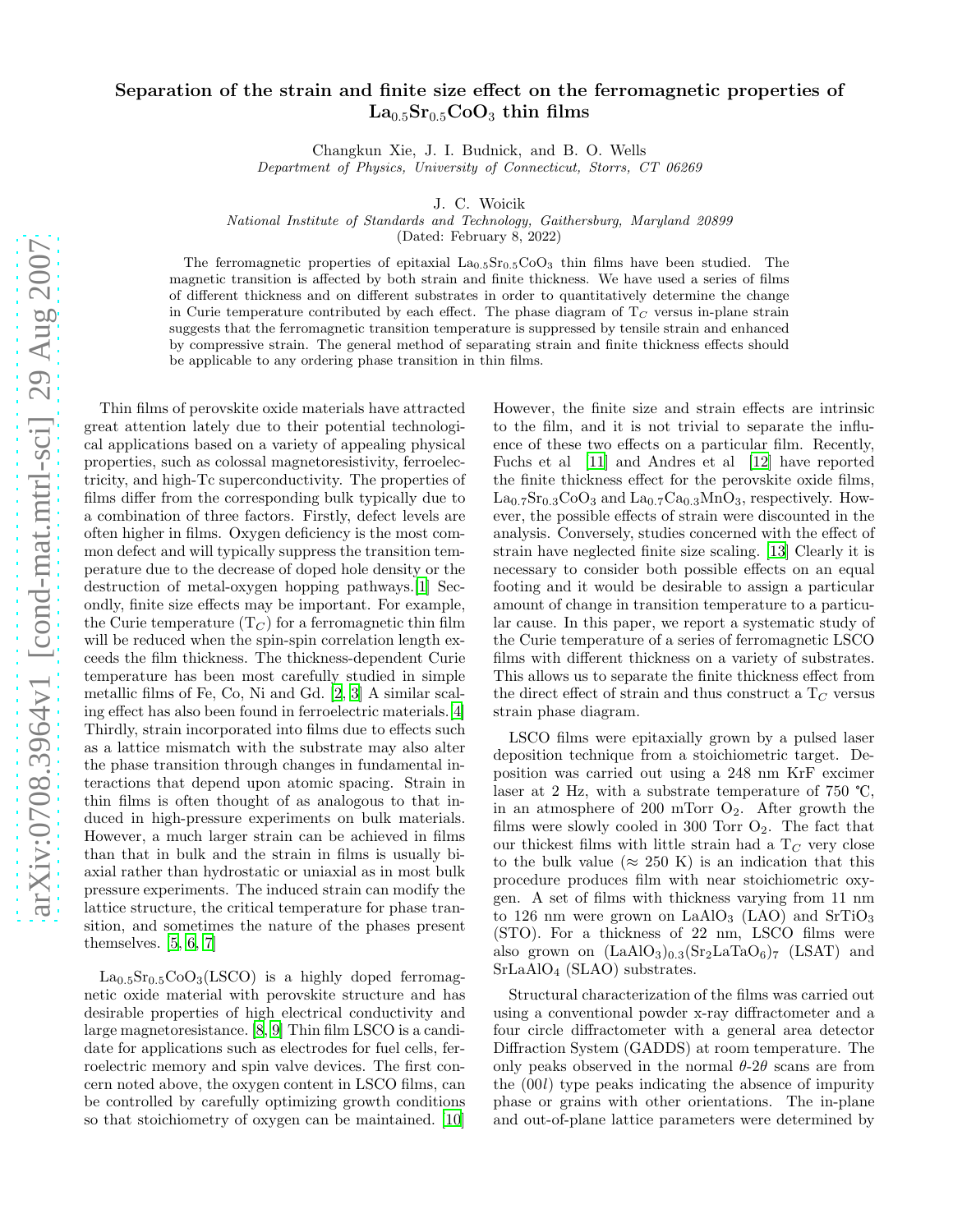# Separation of the strain and finite size effect on the ferromagnetic properties of $La_{0.5}Sr_{0.5}CoO_3$ thin films

Changkun Xie, J. I. Budnick, and B. O. Wells
*Department of Physics, University of Connecticut, Storrs, CT 06269*

J. C. Woicik
*National Institute of Standards and Technology, Gaithersburg, Maryland 20899*
(Dated: February 8, 2022)

The ferromagnetic properties of epitaxial $La_{0.5}Sr_{0.5}CoO_3$ thin films have been studied. The magnetic transition is affected by both strain and finite thickness. We have used a series of films of different thickness and on different substrates in order to quantitatively determine the change in Curie temperature contributed by each effect. The phase diagram of $T_C$ versus in-plane strain suggests that the ferromagnetic transition temperature is suppressed by tensile strain and enhanced by compressive strain. The general method of separating strain and finite thickness effects should be applicable to any ordering phase transition in thin films.

Thin films of perovskite oxide materials have attracted great attention lately due to their potential technological applications based on a variety of appealing physical properties, such as colossal magnetoresistivity, ferroelectricity, and high-Tc superconductivity. The properties of films differ from the corresponding bulk typically due to a combination of three factors. Firstly, defect levels are often higher in films. Oxygen deficiency is the most common defect and will typically suppress the transition temperature due to the decrease of doped hole density or the destruction of metal-oxygen hopping pathways.[1] Secondly, finite size effects may be important. For example, the Curie temperature ($T_C$) for a ferromagnetic thin film will be reduced when the spin-spin correlation length exceeds the film thickness. The thickness-dependent Curie temperature has been most carefully studied in simple metallic films of Fe, Co, Ni and Gd. [2, 3] A similar scaling effect has also been found in ferroelectric materials.[4] Thirdly, strain incorporated into films due to effects such as a lattice mismatch with the substrate may also alter the phase transition through changes in fundamental interactions that depend upon atomic spacing. Strain in thin films is often thought of as analogous to that induced in high-pressure experiments on bulk materials. However, a much larger strain can be achieved in films than that in bulk and the strain in films is usually biaxial rather than hydrostatic or uniaxial as in most bulk pressure experiments. The induced strain can modify the lattice structure, the critical temperature for phase transition, and sometimes the nature of the phases present themselves. [5, 6, 7]

$La_{0.5}Sr_{0.5}CoO_3$(LSCO) is a highly doped ferromagnetic oxide material with perovskite structure and has desirable properties of high electrical conductivity and large magnetoresistance. [8, 9] Thin film LSCO is a candidate for applications such as electrodes for fuel cells, ferroelectric memory and spin valve devices. The first concern noted above, the oxygen content in LSCO films, can be controlled by carefully optimizing growth conditions so that stoichiometry of oxygen can be maintained. [10] However, the finite size and strain effects are intrinsic to the film, and it is not trivial to separate the influence of these two effects on a particular film. Recently, Fuchs et al [11] and Andres et al [12] have reported the finite thickness effect for the perovskite oxide films, $La_{0.7}Sr_{0.3}CoO_3$ and $La_{0.7}Ca_{0.3}MnO_3$, respectively. However, the possible effects of strain were discounted in the analysis. Conversely, studies concerned with the effect of strain have neglected finite size scaling. [13] Clearly it is necessary to consider both possible effects on an equal footing and it would be desirable to assign a particular amount of change in transition temperature to a particular cause. In this paper, we report a systematic study of the Curie temperature of a series of ferromagnetic LSCO films with different thickness on a variety of substrates. This allows us to separate the finite thickness effect from the direct effect of strain and thus construct a $T_C$ versus strain phase diagram.

LSCO films were epitaxially grown by a pulsed laser deposition technique from a stoichiometric target. Deposition was carried out using a 248 nm KrF excimer laser at 2 Hz, with a substrate temperature of 750 ℃, in an atmosphere of 200 mTorr $O_2$. After growth the films were slowly cooled in 300 Torr $O_2$. The fact that our thickest films with little strain had a $T_C$ very close to the bulk value ($\approx$ 250 K) is an indication that this procedure produces film with near stoichiometric oxygen. A set of films with thickness varying from 11 nm to 126 nm were grown on $LaAlO_3$ (LAO) and $SrTiO_3$ (STO). For a thickness of 22 nm, LSCO films were also grown on $(LaAlO_3)_{0.3}(Sr_2LaTaO_6)_7$ (LSAT) and $SrLaAlO_4$ (SLAO) substrates.

Structural characterization of the films was carried out using a conventional powder x-ray diffractometer and a four circle diffractometer with a general area detector Diffraction System (GADDS) at room temperature. The only peaks observed in the normal $\theta$-$2\theta$ scans are from the $(00l)$ type peaks indicating the absence of impurity phase or grains with other orientations. The in-plane and out-of-plane lattice parameters were determined by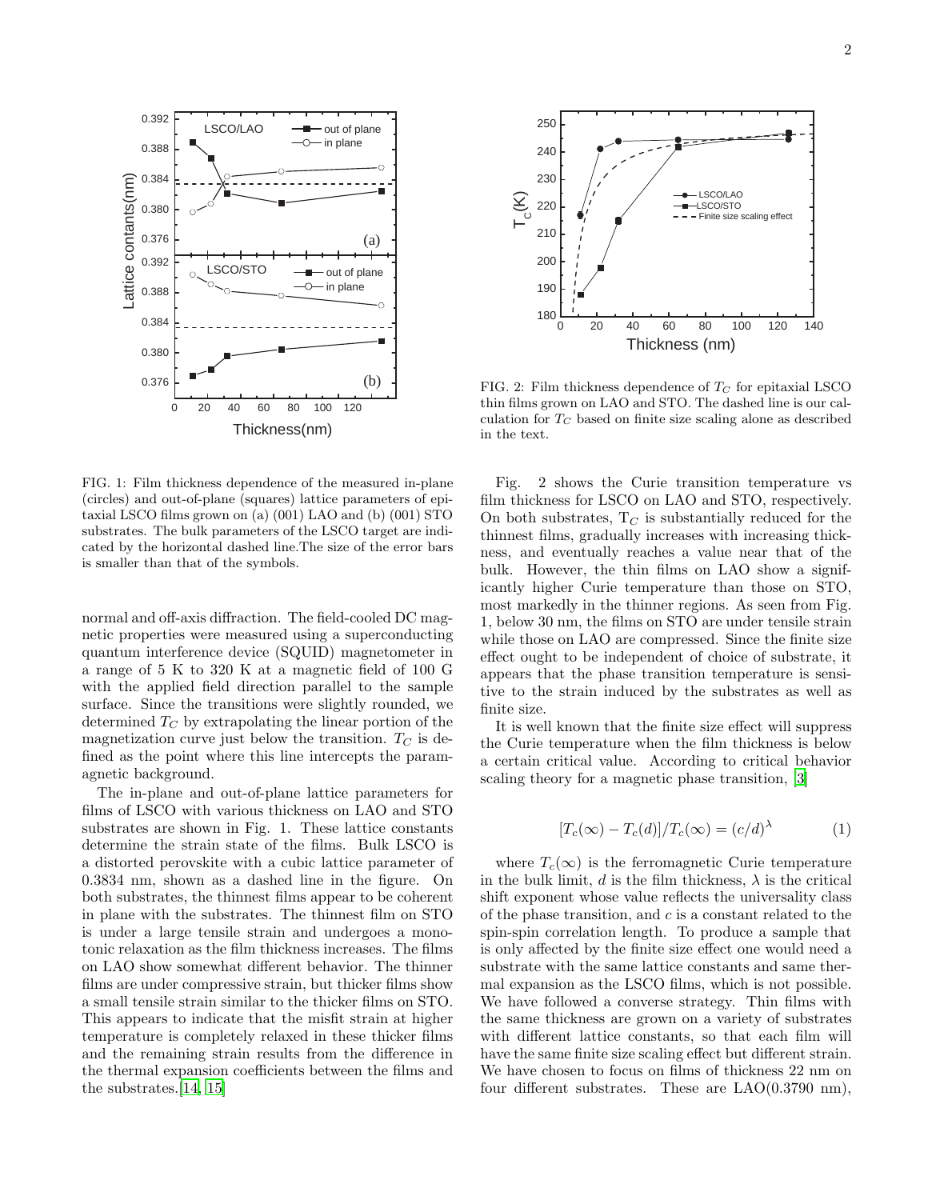FIG. 1: Film thickness dependence of the measured in-plane (circles) and out-of-plane (squares) lattice parameters of epitaxial LSCO films grown on (a) (001) LAO and (b) (001) STO substrates. The bulk parameters of the LSCO target are indicated by the horizontal dashed line.The size of the error bars is smaller than that of the symbols.

normal and off-axis diffraction. The field-cooled DC magnetic properties were measured using a superconducting quantum interference device (SQUID) magnetometer in a range of 5 K to 320 K at a magnetic field of 100 G with the applied field direction parallel to the sample surface. Since the transitions were slightly rounded, we determined $T_C$ by extrapolating the linear portion of the magnetization curve just below the transition. $T_C$ is defined as the point where this line intercepts the paramagnetic background.

The in-plane and out-of-plane lattice parameters for films of LSCO with various thickness on LAO and STO substrates are shown in Fig. 1. These lattice constants determine the strain state of the films. Bulk LSCO is a distorted perovskite with a cubic lattice parameter of 0.3834 nm, shown as a dashed line in the figure. On both substrates, the thinnest films appear to be coherent in plane with the substrates. The thinnest film on STO is under a large tensile strain and undergoes a monotonic relaxation as the film thickness increases. The films on LAO show somewhat different behavior. The thinner films are under compressive strain, but thicker films show a small tensile strain similar to the thicker films on STO. This appears to indicate that the misfit strain at higher temperature is completely relaxed in these thicker films and the remaining strain results from the difference in the thermal expansion coefficients between the films and the substrates.[14, 15]

FIG. 2: Film thickness dependence of $T_C$ for epitaxial LSCO thin films grown on LAO and STO. The dashed line is our calculation for $T_C$ based on finite size scaling alone as described in the text.

Fig. 2 shows the Curie transition temperature vs film thickness for LSCO on LAO and STO, respectively. On both substrates, $T_C$ is substantially reduced for the thinnest films, gradually increases with increasing thickness, and eventually reaches a value near that of the bulk. However, the thin films on LAO show a significantly higher Curie temperature than those on STO, most markedly in the thinner regions. As seen from Fig. 1, below 30 nm, the films on STO are under tensile strain while those on LAO are compressed. Since the finite size effect ought to be independent of choice of substrate, it appears that the phase transition temperature is sensitive to the strain induced by the substrates as well as finite size.

It is well known that the finite size effect will suppress the Curie temperature when the film thickness is below a certain critical value. According to critical behavior scaling theory for a magnetic phase transition, [3]

$$[T_c(\infty) - T_c(d)]/T_c(\infty) = (c/d)^{\lambda} \tag{1}$$

where $T_c(\infty)$ is the ferromagnetic Curie temperature in the bulk limit, $d$ is the film thickness, $\lambda$ is the critical shift exponent whose value reflects the universality class of the phase transition, and $c$ is a constant related to the spin-spin correlation length. To produce a sample that is only affected by the finite size effect one would need a substrate with the same lattice constants and same thermal expansion as the LSCO films, which is not possible. We have followed a converse strategy. Thin films with the same thickness are grown on a variety of substrates with different lattice constants, so that each film will have the same finite size scaling effect but different strain. We have chosen to focus on films of thickness 22 nm on four different substrates. These are LAO(0.3790 nm),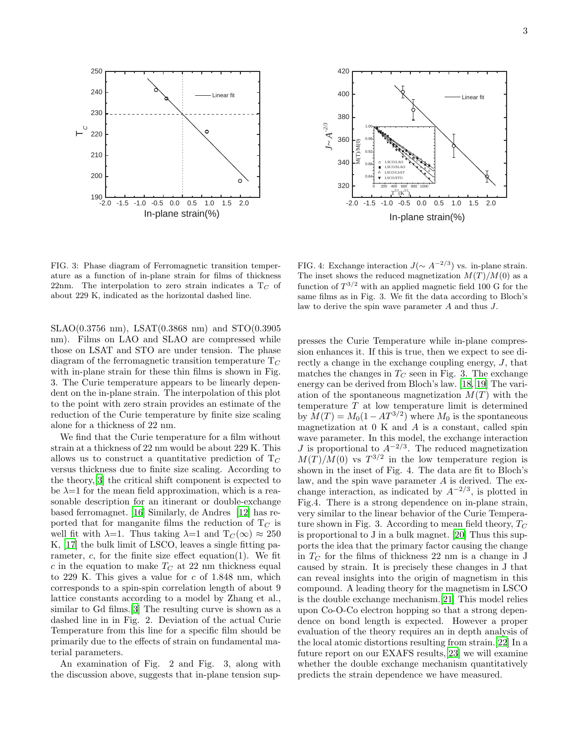FIG. 3: Phase diagram of Ferromagnetic transition temperature as a function of in-plane strain for films of thickness 22nm. The interpolation to zero strain indicates a $T_C$ of about 229 K, indicated as the horizontal dashed line.

FIG. 4: Exchange interaction $J(\sim A^{-2/3})$ vs. in-plane strain. The inset shows the reduced magnetization $M(T)/M(0)$ as a function of $T^{3/2}$ with an applied magnetic field 100 G for the same films as in Fig. 3. We fit the data according to Bloch's law to derive the spin wave parameter $A$ and thus $J$.

SLAO(0.3756 nm), LSAT(0.3868 nm) and STO(0.3905 nm). Films on LAO and SLAO are compressed while those on LSAT and STO are under tension. The phase diagram of the ferromagnetic transition temperature $T_C$ with in-plane strain for these thin films is shown in Fig. 3. The Curie temperature appears to be linearly dependent on the in-plane strain. The interpolation of this plot to the point with zero strain provides an estimate of the reduction of the Curie temperature by finite size scaling alone for a thickness of 22 nm.

We find that the Curie temperature for a film without strain at a thickness of 22 nm would be about 229 K. This allows us to construct a quantitative prediction of $T_C$ versus thickness due to finite size scaling. According to the theory,[3] the critical shift component is expected to be $\lambda$=1 for the mean field approximation, which is a reasonable description for an itinerant or double-exchange based ferromagnet. [16] Similarly, de Andres [12] has reported that for manganite films the reduction of $T_C$ is well fit with $\lambda$=1. Thus taking $\lambda$=1 and $T_C(\infty) \approx 250$ K, [17] the bulk limit of LSCO, leaves a single fitting parameter, $c$, for the finite size effect equation(1). We fit $c$ in the equation to make $T_C$ at 22 nm thickness equal to 229 K. This gives a value for $c$ of 1.848 nm, which corresponds to a spin-spin correlation length of about 9 lattice constants according to a model by Zhang et al., similar to Gd films.[3] The resulting curve is shown as a dashed line in in Fig. 2. Deviation of the actual Curie Temperature from this line for a specific film should be primarily due to the effects of strain on fundamental material parameters.

An examination of Fig. 2 and Fig. 3, along with the discussion above, suggests that in-plane tension suppresses the Curie Temperature while in-plane compression enhances it. If this is true, then we expect to see directly a change in the exchange coupling energy, $J$, that matches the changes in $T_C$ seen in Fig. 3. The exchange energy can be derived from Bloch's law. [18, 19] The variation of the spontaneous magnetization $M(T)$ with the temperature $T$ at low temperature limit is determined by $M(T) = M_0(1 - AT^{3/2})$ where $M_0$ is the spontaneous magnetization at 0 K and $A$ is a constant, called spin wave parameter. In this model, the exchange interaction $J$ is proportional to $A^{-2/3}$. The reduced magnetization $M(T)/M(0)$ vs $T^{3/2}$ in the low temperature region is shown in the inset of Fig. 4. The data are fit to Bloch's law, and the spin wave parameter $A$ is derived. The exchange interaction, as indicated by $A^{-2/3}$, is plotted in Fig.4. There is a strong dependence on in-plane strain, very similar to the linear behavior of the Curie Temperature shown in Fig. 3. According to mean field theory, $T_C$ is proportional to J in a bulk magnet. [20] Thus this supports the idea that the primary factor causing the change in $T_C$ for the films of thickness 22 nm is a change in J caused by strain. It is precisely these changes in J that can reveal insights into the origin of magnetism in this compound. A leading theory for the magnetism in LSCO is the double exchange mechanism.[21] This model relies upon Co-O-Co electron hopping so that a strong dependence on bond length is expected. However a proper evaluation of the theory requires an in depth analysis of the local atomic distortions resulting from strain.[22] In a future report on our EXAFS results,[23] we will examine whether the double exchange mechanism quantitatively predicts the strain dependence we have measured.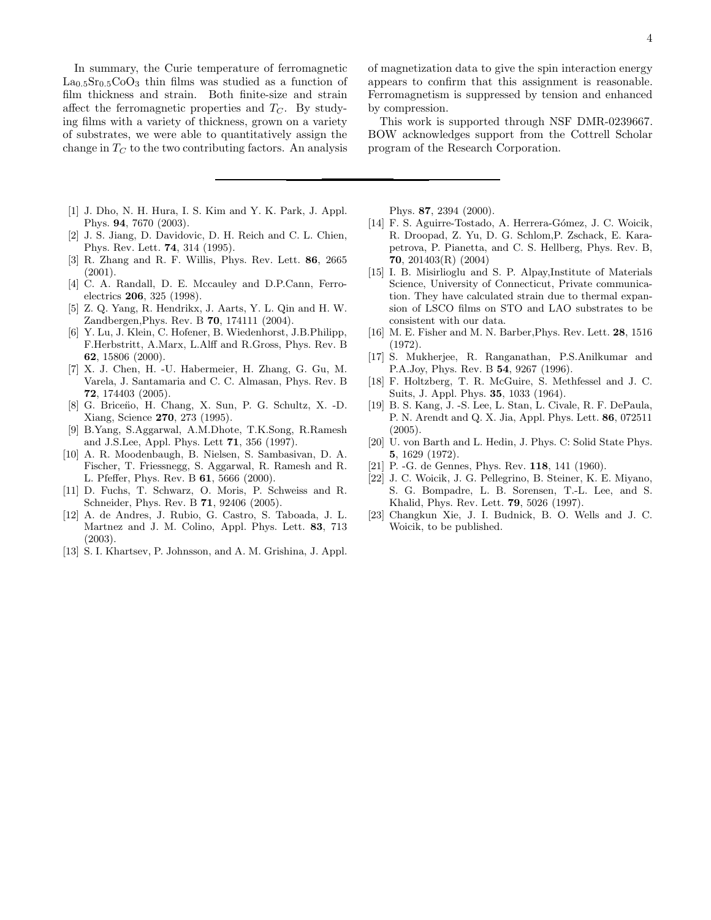In summary, the Curie temperature of ferromagnetic $La_{0.5}Sr_{0.5}CoO_3$ thin films was studied as a function of film thickness and strain. Both finite-size and strain affect the ferromagnetic properties and $T_C$. By studying films with a variety of thickness, grown on a variety of substrates, we were able to quantitatively assign the change in $T_C$ to the two contributing factors. An analysis of magnetization data to give the spin interaction energy appears to confirm that this assignment is reasonable. Ferromagnetism is suppressed by tension and enhanced by compression.

This work is supported through NSF DMR-0239667. BOW acknowledges support from the Cottrell Scholar program of the Research Corporation.

---

[1] J. Dho, N. H. Hura, I. S. Kim and Y. K. Park, J. Appl. Phys. **94**, 7670 (2003).

[2] J. S. Jiang, D. Davidovic, D. H. Reich and C. L. Chien, Phys. Rev. Lett. **74**, 314 (1995).

[3] R. Zhang and R. F. Willis, Phys. Rev. Lett. **86**, 2665 (2001).

[4] C. A. Randall, D. E. Mccauley and D.P.Cann, Ferroelectrics **206**, 325 (1998).

[5] Z. Q. Yang, R. Hendrikx, J. Aarts, Y. L. Qin and H. W. Zandbergen,Phys. Rev. B **70**, 174111 (2004).

[6] Y. Lu, J. Klein, C. Hofener, B. Wiedenhorst, J.B.Philipp, F.Herbstritt, A.Marx, L.Alff and R.Gross, Phys. Rev. B **62**, 15806 (2000).

[7] X. J. Chen, H. -U. Habermeier, H. Zhang, G. Gu, M. Varela, J. Santamaria and C. C. Almasan, Phys. Rev. B **72**, 174403 (2005).

[8] G. Briceño, H. Chang, X. Sun, P. G. Schultz, X. -D. Xiang, Science **270**, 273 (1995).

[9] B.Yang, S.Aggarwal, A.M.Dhote, T.K.Song, R.Ramesh and J.S.Lee, Appl. Phys. Lett **71**, 356 (1997).

[10] A. R. Moodenbaugh, B. Nielsen, S. Sambasivan, D. A. Fischer, T. Friessnegg, S. Aggarwal, R. Ramesh and R. L. Pfeffer, Phys. Rev. B **61**, 5666 (2000).

[11] D. Fuchs, T. Schwarz, O. Moris, P. Schweiss and R. Schneider, Phys. Rev. B **71**, 92406 (2005).

[12] A. de Andres, J. Rubio, G. Castro, S. Taboada, J. L. Martnez and J. M. Colino, Appl. Phys. Lett. **83**, 713 (2003).

[13] S. I. Khartsev, P. Johnsson, and A. M. Grishina, J. Appl. Phys. **87**, 2394 (2000).

[14] F. S. Aguirre-Tostado, A. Herrera-Gómez, J. C. Woicik, R. Droopad, Z. Yu, D. G. Schlom,P. Zschack, E. Karapetrova, P. Pianetta, and C. S. Hellberg, Phys. Rev. B, **70**, 201403(R) (2004)

[15] I. B. Misirlioglu and S. P. Alpay,Institute of Materials Science, University of Connecticut, Private communication. They have calculated strain due to thermal expansion of LSCO films on STO and LAO substrates to be consistent with our data.

[16] M. E. Fisher and M. N. Barber,Phys. Rev. Lett. **28**, 1516 (1972).

[17] S. Mukherjee, R. Ranganathan, P.S.Anilkumar and P.A.Joy, Phys. Rev. B **54**, 9267 (1996).

[18] F. Holtzberg, T. R. McGuire, S. Methfessel and J. C. Suits, J. Appl. Phys. **35**, 1033 (1964).

[19] B. S. Kang, J. -S. Lee, L. Stan, L. Civale, R. F. DePaula, P. N. Arendt and Q. X. Jia, Appl. Phys. Lett. **86**, 072511 (2005).

[20] U. von Barth and L. Hedin, J. Phys. C: Solid State Phys. **5**, 1629 (1972).

[21] P. -G. de Gennes, Phys. Rev. **118**, 141 (1960).

[22] J. C. Woicik, J. G. Pellegrino, B. Steiner, K. E. Miyano, S. G. Bompadre, L. B. Sorensen, T.-L. Lee, and S. Khalid, Phys. Rev. Lett. **79**, 5026 (1997).

[23] Changkun Xie, J. I. Budnick, B. O. Wells and J. C. Woicik, to be published.